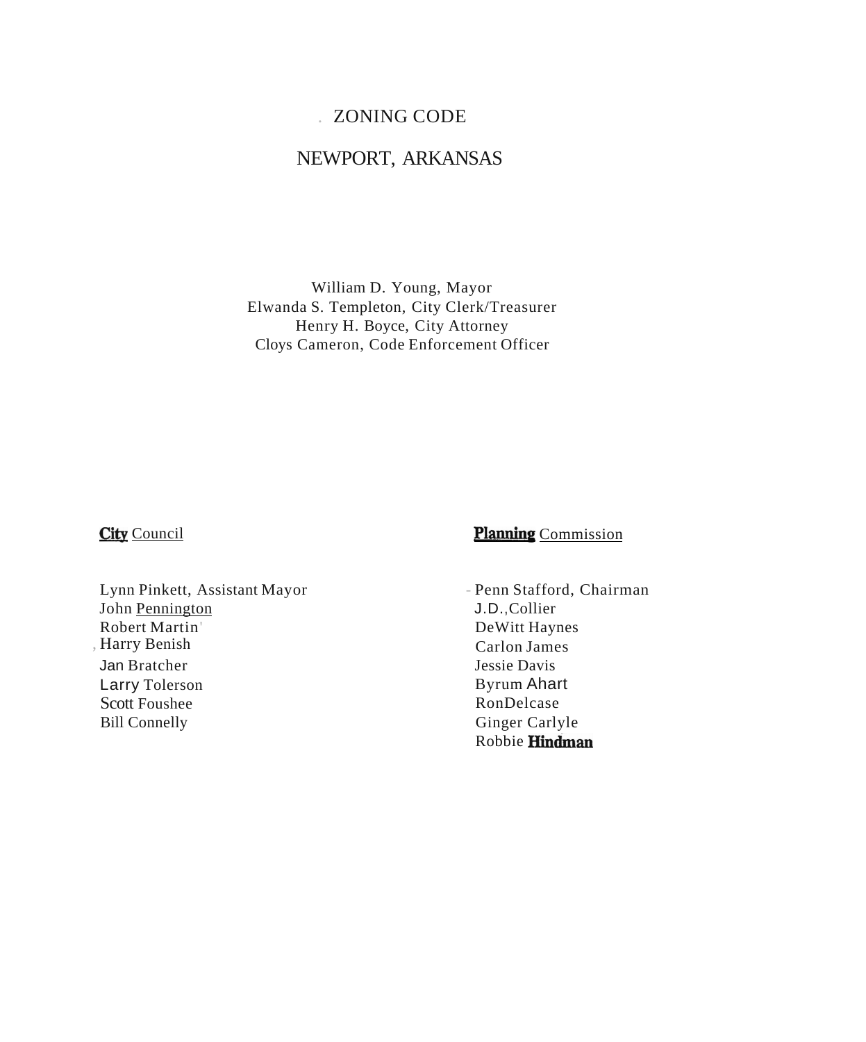# ZONING CODE

# NEWPORT, ARKANSAS

William D. Young, Mayor
Elwanda S. Templeton, City Clerk/Treasurer
Henry H. Boyce, City Attorney
Cloys Cameron, Code Enforcement Officer

**City Council**

Lynn Pinkett, Assistant Mayor
John Pennington
Robert Martin
Harry Benish
Jan Bratcher
Larry Tolerson
Scott Foushee
Bill Connelly

**Planning Commission**

Penn Stafford, Chairman
J.D. Collier
DeWitt Haynes
Carlon James
Jessie Davis
Byrum Ahart
Ron Delcase
Ginger Carlyle
Robbie Hindman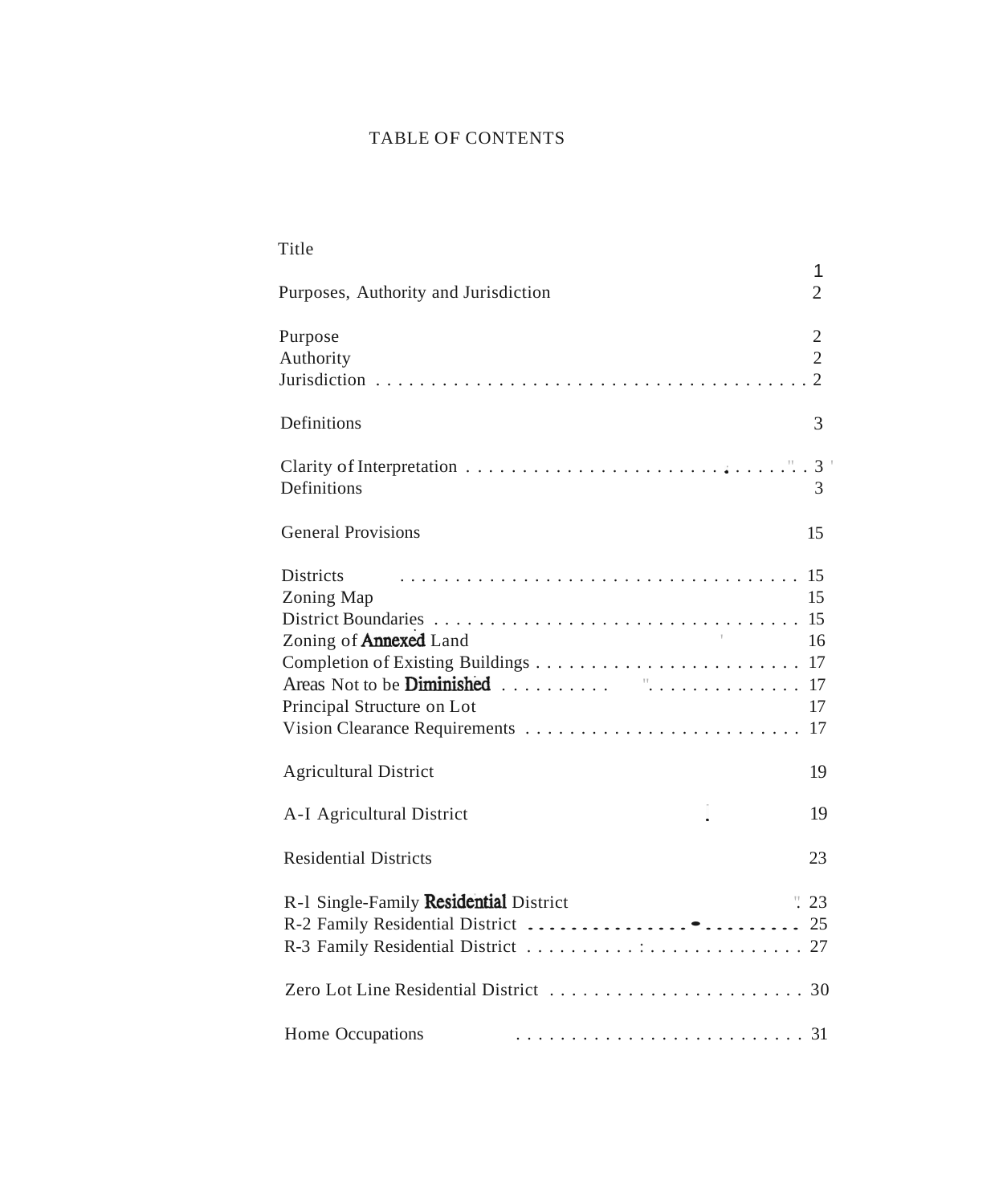# TABLE OF CONTENTS

| | |
|---|---|
| Title | 1 |
| Purposes, Authority and Jurisdiction | 2 |
| Purpose | 2 |
| Authority | 2 |
| Jurisdiction | 2 |
| Definitions | 3 |
| Clarity of Interpretation | 3 |
| Definitions | 3 |
| General Provisions | 15 |
| Districts | 15 |
| Zoning Map | 15 |
| District Boundaries | 15 |
| Zoning of Annexed Land | 16 |
| Completion of Existing Buildings | 17 |
| Areas Not to be Diminished | 17 |
| Principal Structure on Lot | 17 |
| Vision Clearance Requirements | 17 |
| Agricultural District | 19 |
| A-I Agricultural District | 19 |
| Residential Districts | 23 |
| R-l Single-Family Residential District | 23 |
| R-2 Family Residential District | 25 |
| R-3 Family Residential District | 27 |
| Zero Lot Line Residential District | 30 |
| Home Occupations | 31 |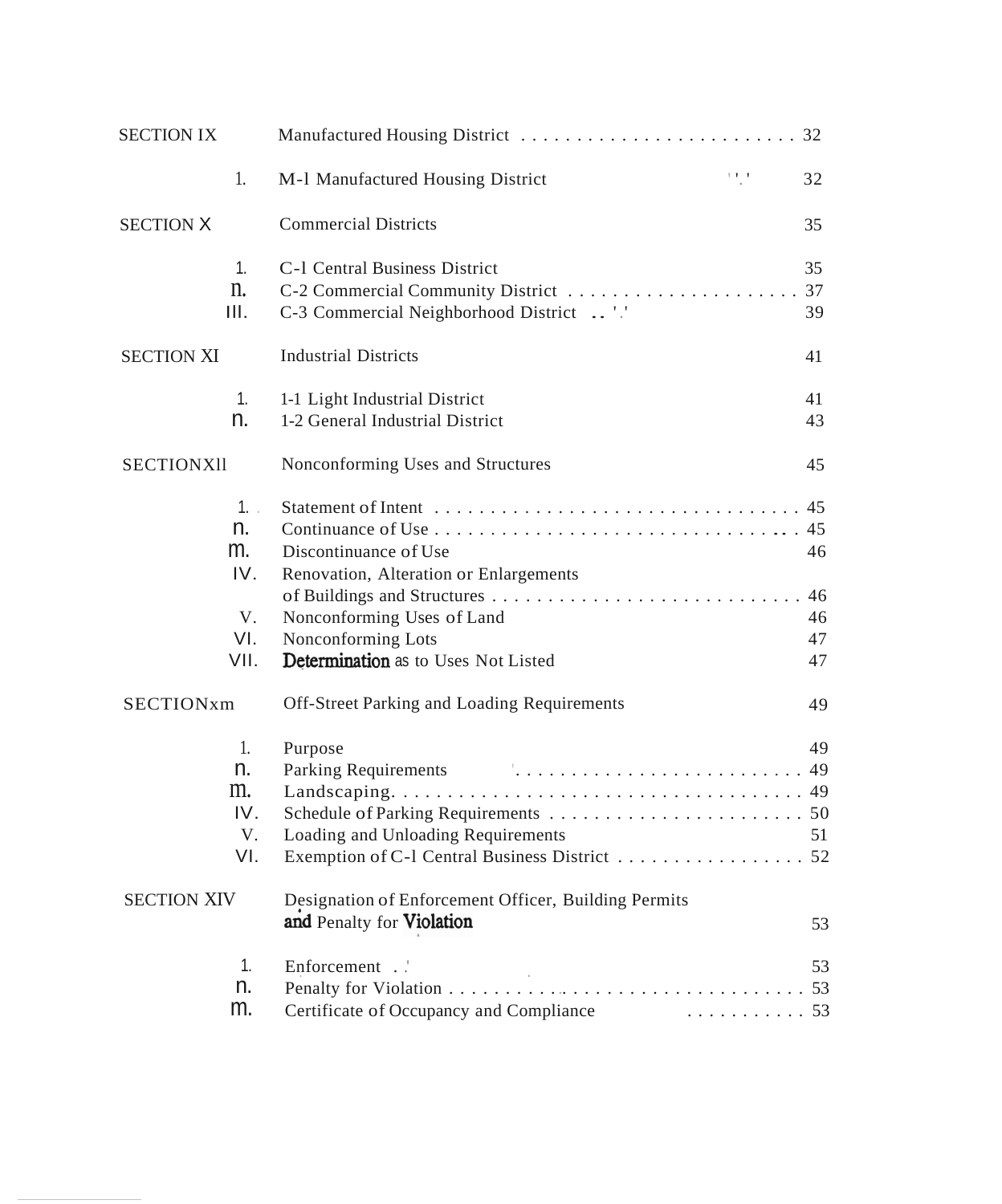| | | |
|---|---|---|
| SECTION IX | Manufactured Housing District | 32 |
| I. | M-1 Manufactured Housing District | 32 |
| SECTION X | Commercial Districts | 35 |
| I. | C-1 Central Business District | 35 |
| II. | C-2 Commercial Community District | 37 |
| III. | C-3 Commercial Neighborhood District | 39 |
| SECTION XI | Industrial Districts | 41 |
| I. | I-1 Light Industrial District | 41 |
| II. | I-2 General Industrial District | 43 |
| SECTION XII | Nonconforming Uses and Structures | 45 |
| I. | Statement of Intent | 45 |
| II. | Continuance of Use | 45 |
| III. | Discontinuance of Use | 46 |
| IV. | Renovation, Alteration or Enlargements of Buildings and Structures | 46 |
| V. | Nonconforming Uses of Land | 46 |
| VI. | Nonconforming Lots | 47 |
| VII. | Determination as to Uses Not Listed | 47 |
| SECTION XIII | Off-Street Parking and Loading Requirements | 49 |
| I. | Purpose | 49 |
| II. | Parking Requirements | 49 |
| III. | Landscaping | 49 |
| IV. | Schedule of Parking Requirements | 50 |
| V. | Loading and Unloading Requirements | 51 |
| VI. | Exemption of C-1 Central Business District | 52 |
| SECTION XIV | Designation of Enforcement Officer, Building Permits and Penalty for Violation | 53 |
| I. | Enforcement | 53 |
| II. | Penalty for Violation | 53 |
| III. | Certificate of Occupancy and Compliance | 53 |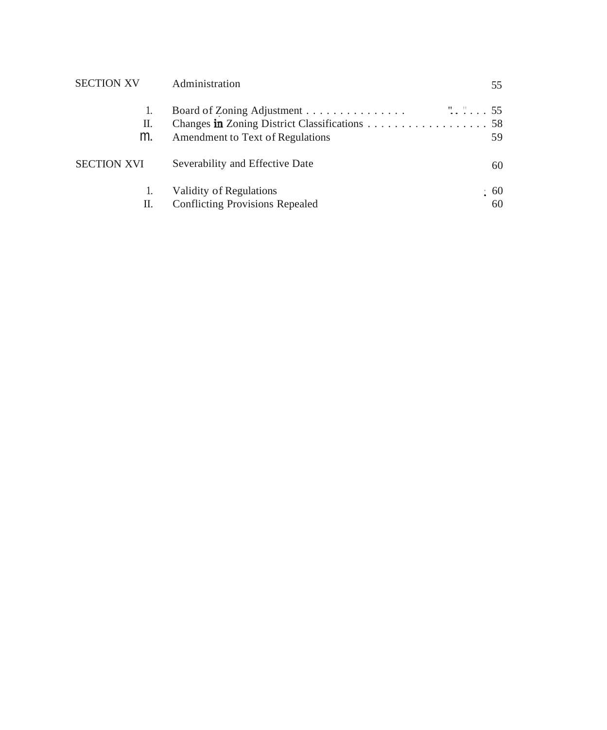| | | |
|---|---|---|
| SECTION XV | Administration | 55 |
| 1. | Board of Zoning Adjustment | 55 |
| II. | Changes in Zoning District Classifications | 58 |
| III. | Amendment to Text of Regulations | 59 |
| SECTION XVI | Severability and Effective Date | 60 |
| 1. | Validity of Regulations | 60 |
| II. | Conflicting Provisions Repealed | 60 |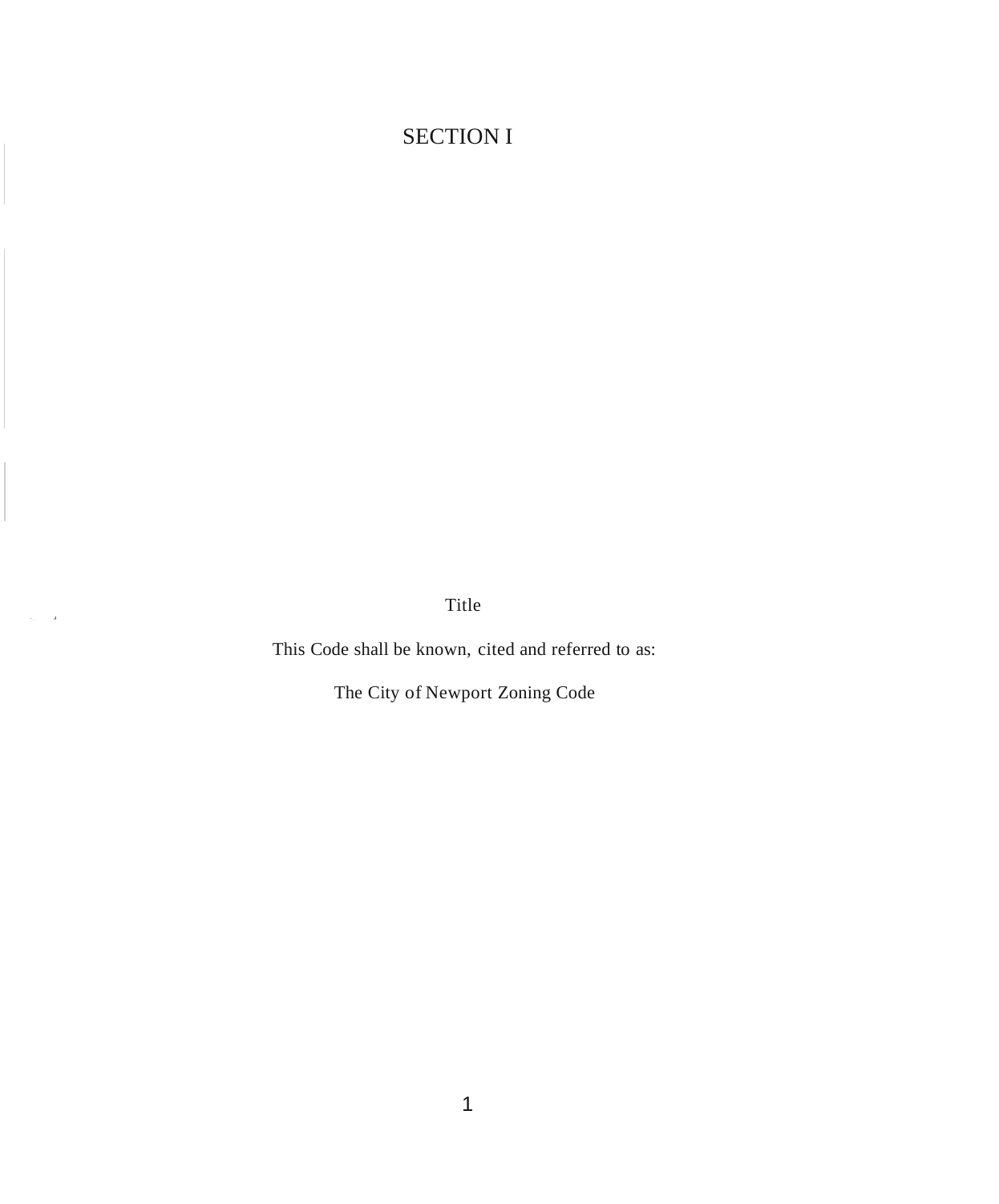# SECTION I

## Title

This Code shall be known, cited and referred to as:

The City of Newport Zoning Code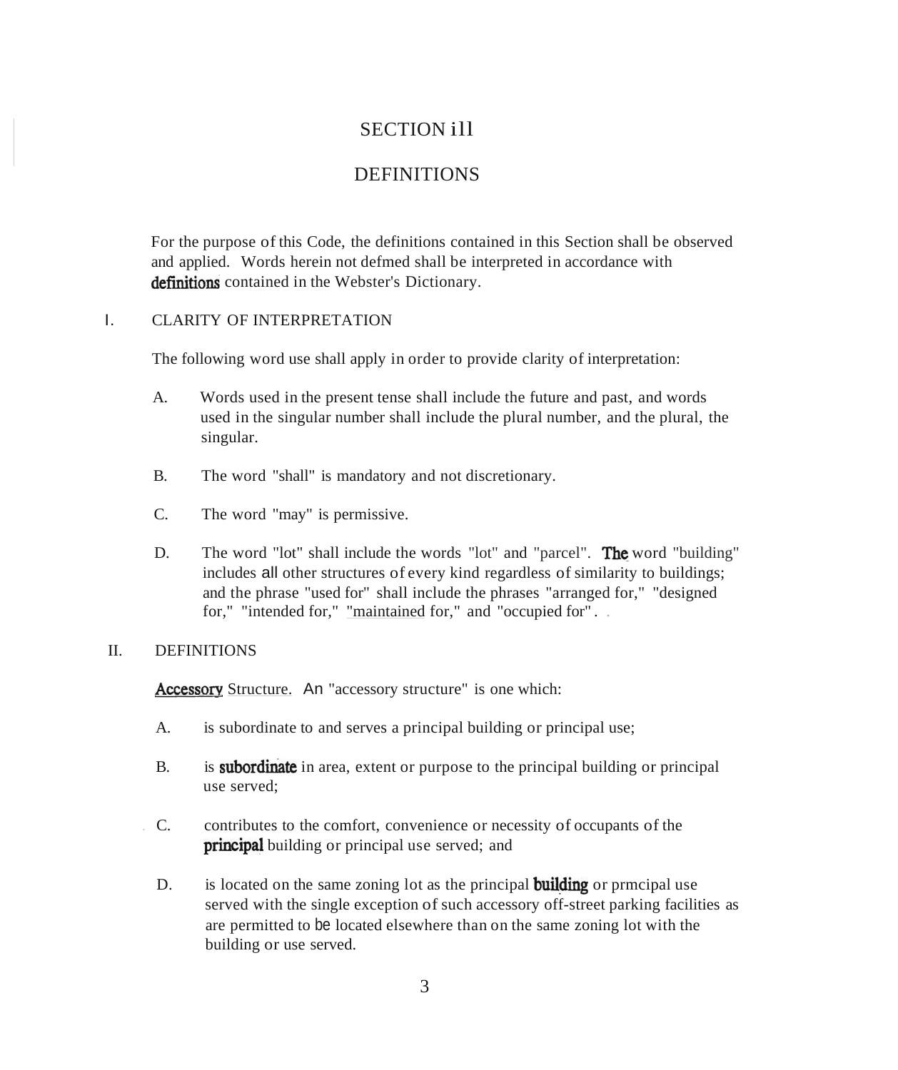# SECTION ill

# DEFINITIONS

For the purpose of this Code, the definitions contained in this Section shall be observed and applied. Words herein not defmed shall be interpreted in accordance with definitions contained in the Webster's Dictionary.

## I. CLARITY OF INTERPRETATION

The following word use shall apply in order to provide clarity of interpretation:

A. Words used in the present tense shall include the future and past, and words used in the singular number shall include the plural number, and the plural, the singular.

B. The word "shall" is mandatory and not discretionary.

C. The word "may" is permissive.

D. The word "lot" shall include the words "lot" and "parcel". The word "building" includes all other structures of every kind regardless of similarity to buildings; and the phrase "used for" shall include the phrases "arranged for," "designed for," "intended for," "maintained for," and "occupied for".

## II. DEFINITIONS

Accessory Structure. An "accessory structure" is one which:

A. is subordinate to and serves a principal building or principal use;

B. is subordinate in area, extent or purpose to the principal building or principal use served;

C. contributes to the comfort, convenience or necessity of occupants of the principal building or principal use served; and

D. is located on the same zoning lot as the principal building or prmcipal use served with the single exception of such accessory off-street parking facilities as are permitted to be located elsewhere than on the same zoning lot with the building or use served.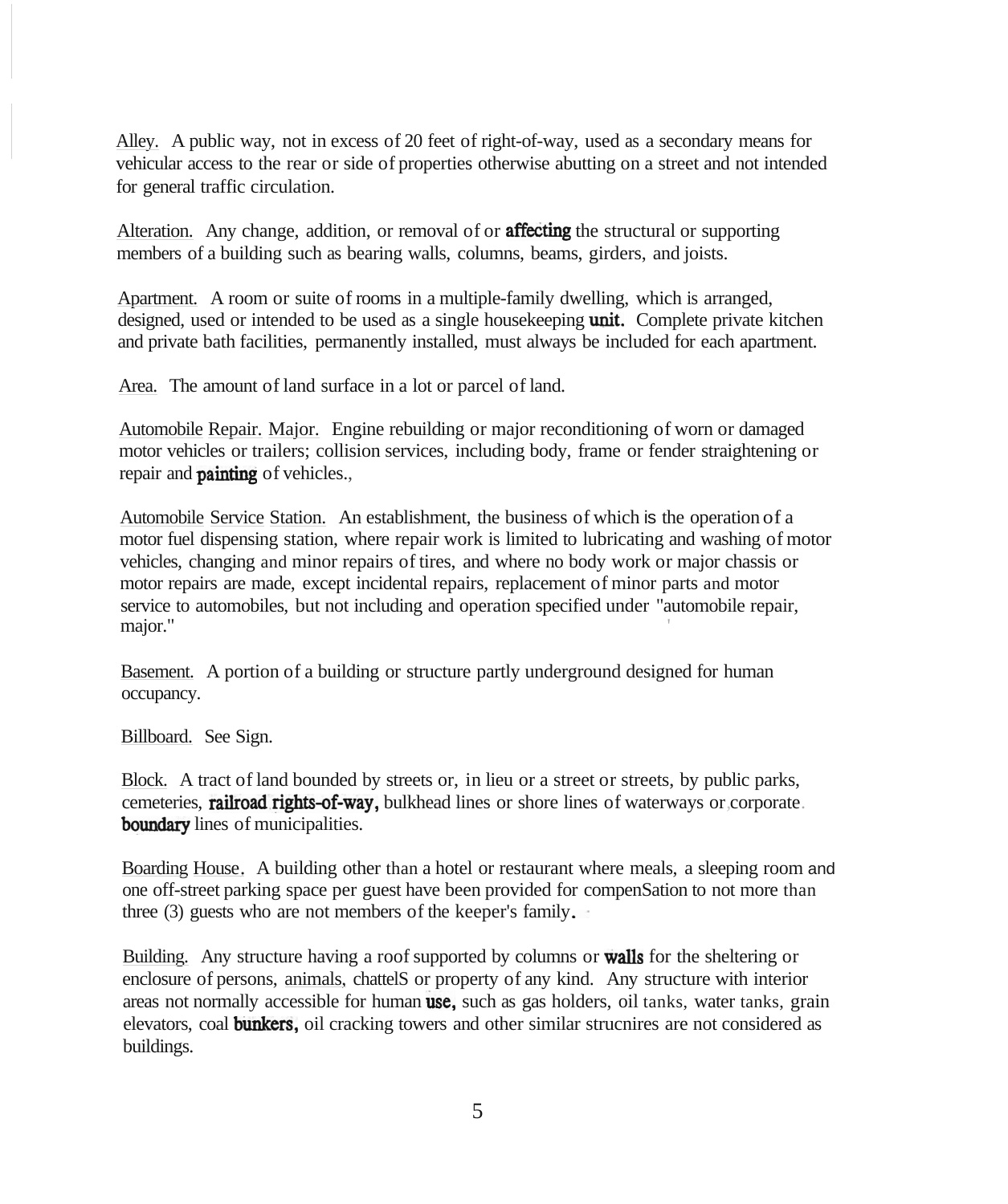Alley. A public way, not in excess of 20 feet of right-of-way, used as a secondary means for vehicular access to the rear or side of properties otherwise abutting on a street and not intended for general traffic circulation.

Alteration. Any change, addition, or removal of or affecting the structural or supporting members of a building such as bearing walls, columns, beams, girders, and joists.

Apartment. A room or suite of rooms in a multiple-family dwelling, which is arranged, designed, used or intended to be used as a single housekeeping unit. Complete private kitchen and private bath facilities, permanently installed, must always be included for each apartment.

Area. The amount of land surface in a lot or parcel of land.

Automobile Repair. Major. Engine rebuilding or major reconditioning of worn or damaged motor vehicles or trailers; collision services, including body, frame or fender straightening or repair and painting of vehicles.,

Automobile Service Station. An establishment, the business of which is the operation of a motor fuel dispensing station, where repair work is limited to lubricating and washing of motor vehicles, changing and minor repairs of tires, and where no body work or major chassis or motor repairs are made, except incidental repairs, replacement of minor parts and motor service to automobiles, but not including and operation specified under "automobile repair, major."

Basement. A portion of a building or structure partly underground designed for human occupancy.

Billboard. See Sign.

Block. A tract of land bounded by streets or, in lieu or a street or streets, by public parks, cemeteries, railroad rights-of-way, bulkhead lines or shore lines of waterways or corporate boundary lines of municipalities.

Boarding House. A building other than a hotel or restaurant where meals, a sleeping room and one off-street parking space per guest have been provided for compenSation to not more than three (3) guests who are not members of the keeper's family.

Building. Any structure having a roof supported by columns or walls for the sheltering or enclosure of persons, animals, chattelS or property of any kind. Any structure with interior areas not normally accessible for human use, such as gas holders, oil tanks, water tanks, grain elevators, coal bunkers, oil cracking towers and other similar strucnires are not considered as buildings.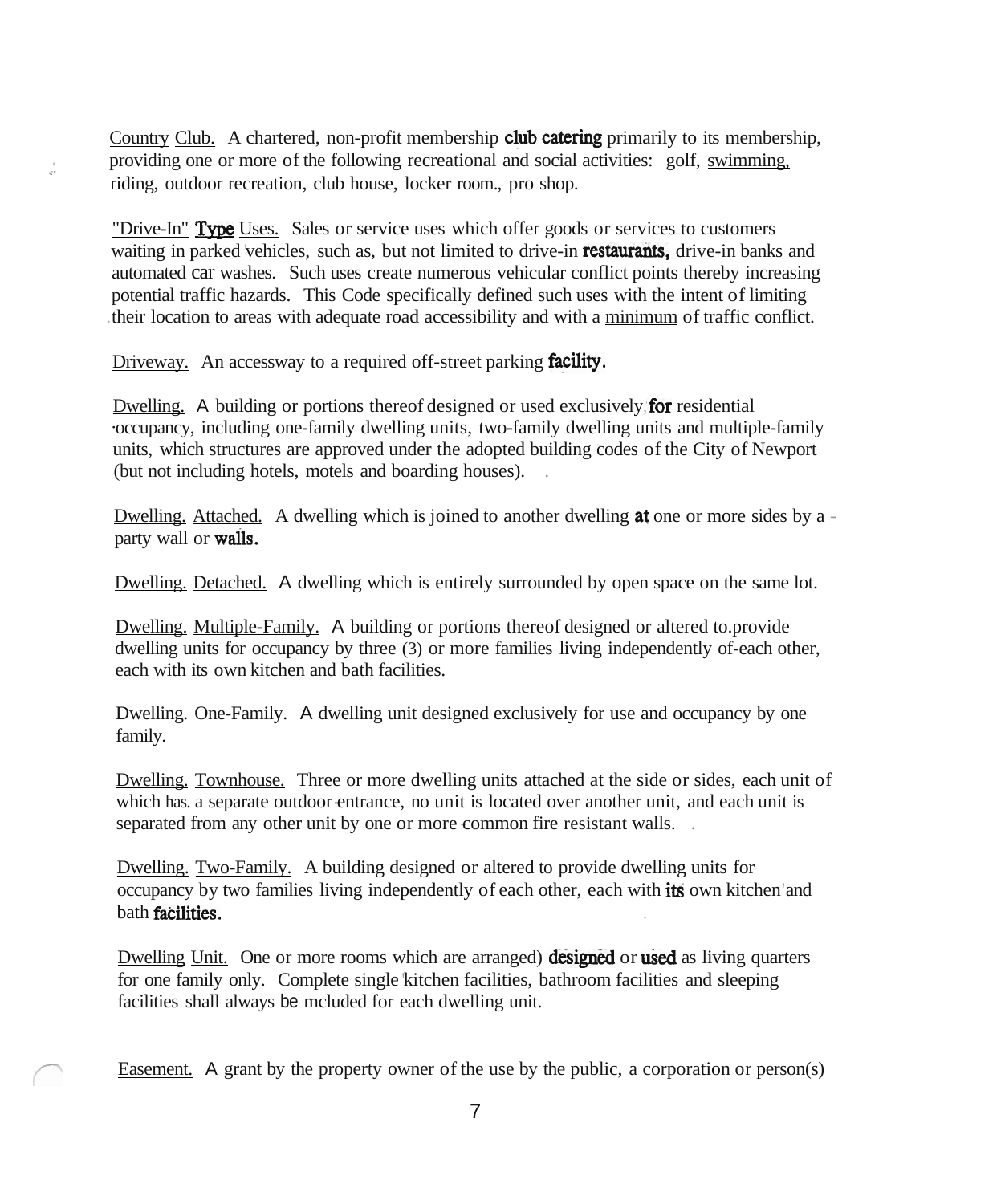Country Club. A chartered, non-profit membership club catering primarily to its membership, providing one or more of the following recreational and social activities: golf, swimming, riding, outdoor recreation, club house, locker room., pro shop.

"Drive-In" Type Uses. Sales or service uses which offer goods or services to customers waiting in parked vehicles, such as, but not limited to drive-in restaurants, drive-in banks and automated car washes. Such uses create numerous vehicular conflict points thereby increasing potential traffic hazards. This Code specifically defined such uses with the intent of limiting their location to areas with adequate road accessibility and with a minimum of traffic conflict.

Driveway. An accessway to a required off-street parking facility.

Dwelling. A building or portions thereof designed or used exclusively for residential occupancy, including one-family dwelling units, two-family dwelling units and multiple-family units, which structures are approved under the adopted building codes of the City of Newport (but not including hotels, motels and boarding houses).

Dwelling. Attached. A dwelling which is joined to another dwelling at one or more sides by a party wall or walls.

Dwelling. Detached. A dwelling which is entirely surrounded by open space on the same lot.

Dwelling. Multiple-Family. A building or portions thereof designed or altered to.provide dwelling units for occupancy by three (3) or more families living independently of-each other, each with its own kitchen and bath facilities.

Dwelling. One-Family. A dwelling unit designed exclusively for use and occupancy by one family.

Dwelling. Townhouse. Three or more dwelling units attached at the side or sides, each unit of which has. a separate outdoor entrance, no unit is located over another unit, and each unit is separated from any other unit by one or more common fire resistant walls.

Dwelling. Two-Family. A building designed or altered to provide dwelling units for occupancy by two families living independently of each other, each with its own kitchen and bath facilities.

Dwelling Unit. One or more rooms which are arranged) designed or used as living quarters for one family only. Complete single kitchen facilities, bathroom facilities and sleeping facilities shall always be mcluded for each dwelling unit.

Easement. A grant by the property owner of the use by the public, a corporation or person(s)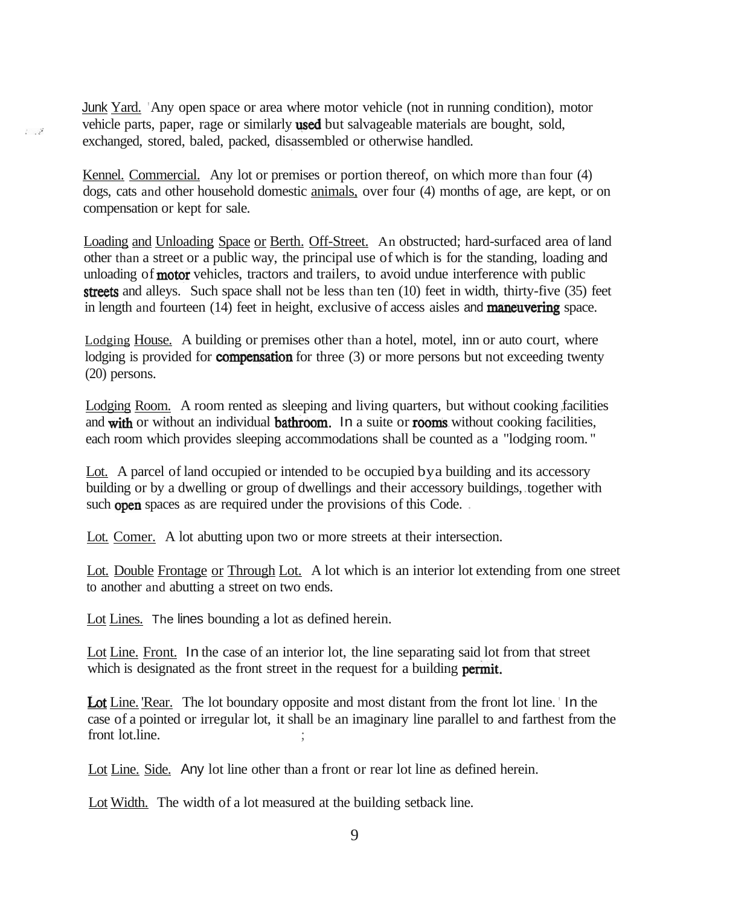Junk Yard. Any open space or area where motor vehicle (not in running condition), motor vehicle parts, paper, rage or similarly used but salvageable materials are bought, sold, exchanged, stored, baled, packed, disassembled or otherwise handled.

Kennel. Commercial. Any lot or premises or portion thereof, on which more than four (4) dogs, cats and other household domestic animals, over four (4) months of age, are kept, or on compensation or kept for sale.

Loading and Unloading Space or Berth. Off-Street. An obstructed; hard-surfaced area of land other than a street or a public way, the principal use of which is for the standing, loading and unloading of motor vehicles, tractors and trailers, to avoid undue interference with public streets and alleys. Such space shall not be less than ten (10) feet in width, thirty-five (35) feet in length and fourteen (14) feet in height, exclusive of access aisles and maneuvering space.

Lodging House. A building or premises other than a hotel, motel, inn or auto court, where lodging is provided for compensation for three (3) or more persons but not exceeding twenty (20) persons.

Lodging Room. A room rented as sleeping and living quarters, but without cooking facilities and with or without an individual bathroom. In a suite or rooms without cooking facilities, each room which provides sleeping accommodations shall be counted as a "lodging room."

Lot. A parcel of land occupied or intended to be occupied by a building and its accessory building or by a dwelling or group of dwellings and their accessory buildings, together with such open spaces as are required under the provisions of this Code.

Lot. Comer. A lot abutting upon two or more streets at their intersection.

Lot. Double Frontage or Through Lot. A lot which is an interior lot extending from one street to another and abutting a street on two ends.

Lot Lines. The lines bounding a lot as defined herein.

Lot Line. Front. In the case of an interior lot, the line separating said lot from that street which is designated as the front street in the request for a building permit.

Lot Line. Rear. The lot boundary opposite and most distant from the front lot line. In the case of a pointed or irregular lot, it shall be an imaginary line parallel to and farthest from the front lot.line.

Lot Line. Side. Any lot line other than a front or rear lot line as defined herein.

Lot Width. The width of a lot measured at the building setback line.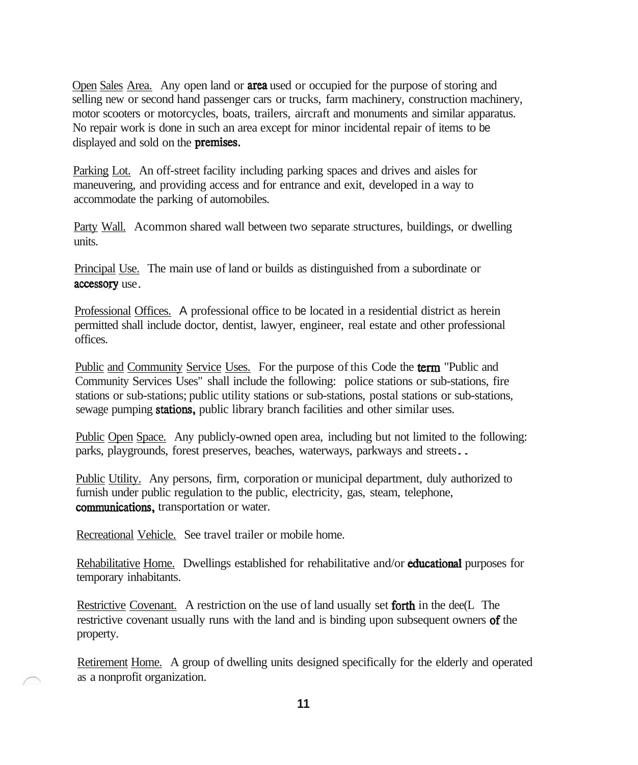Open Sales Area. Any open land or area used or occupied for the purpose of storing and selling new or second hand passenger cars or trucks, farm machinery, construction machinery, motor scooters or motorcycles, boats, trailers, aircraft and monuments and similar apparatus. No repair work is done in such an area except for minor incidental repair of items to be displayed and sold on the premises.

Parking Lot. An off-street facility including parking spaces and drives and aisles for maneuvering, and providing access and for entrance and exit, developed in a way to accommodate the parking of automobiles.

Party Wall. Acommon shared wall between two separate structures, buildings, or dwelling units.

Principal Use. The main use of land or builds as distinguished from a subordinate or accessory use.

Professional Offices. A professional office to be located in a residential district as herein permitted shall include doctor, dentist, lawyer, engineer, real estate and other professional offices.

Public and Community Service Uses. For the purpose of this Code the term "Public and Community Services Uses" shall include the following: police stations or sub-stations, fire stations or sub-stations; public utility stations or sub-stations, postal stations or sub-stations, sewage pumping stations, public library branch facilities and other similar uses.

Public Open Space. Any publicly-owned open area, including but not limited to the following: parks, playgrounds, forest preserves, beaches, waterways, parkways and streets..

Public Utility. Any persons, firm, corporation or municipal department, duly authorized to furnish under public regulation to the public, electricity, gas, steam, telephone, communications, transportation or water.

Recreational Vehicle. See travel trailer or mobile home.

Rehabilitative Home. Dwellings established for rehabilitative and/or educational purposes for temporary inhabitants.

Restrictive Covenant. A restriction on the use of land usually set forth in the dee(L The restrictive covenant usually runs with the land and is binding upon subsequent owners of the property.

Retirement Home. A group of dwelling units designed specifically for the elderly and operated as a nonprofit organization.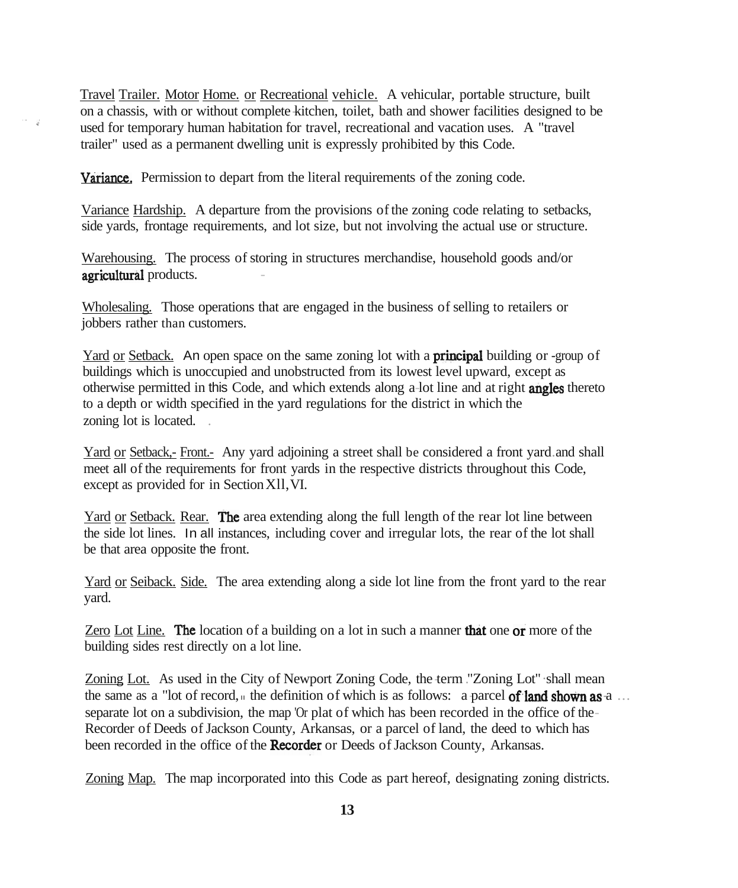Travel Trailer. Motor Home. or Recreational vehicle. A vehicular, portable structure, built on a chassis, with or without complete kitchen, toilet, bath and shower facilities designed to be used for temporary human habitation for travel, recreational and vacation uses. A "travel trailer" used as a permanent dwelling unit is expressly prohibited by this Code.

**Variance.** Permission to depart from the literal requirements of the zoning code.

Variance Hardship. A departure from the provisions of the zoning code relating to setbacks, side yards, frontage requirements, and lot size, but not involving the actual use or structure.

Warehousing. The process of storing in structures merchandise, household goods and/or agricultural products.

Wholesaling. Those operations that are engaged in the business of selling to retailers or jobbers rather than customers.

Yard or Setback. An open space on the same zoning lot with a principal building or group of buildings which is unoccupied and unobstructed from its lowest level upward, except as otherwise permitted in this Code, and which extends along a lot line and at right angles thereto to a depth or width specified in the yard regulations for the district in which the zoning lot is located.

Yard or Setback,- Front.- Any yard adjoining a street shall be considered a front yard and shall meet all of the requirements for front yards in the respective districts throughout this Code, except as provided for in Section XII, VI.

Yard or Setback. Rear. The area extending along the full length of the rear lot line between the side lot lines. In all instances, including cover and irregular lots, the rear of the lot shall be that area opposite the front.

Yard or Seiback. Side. The area extending along a side lot line from the front yard to the rear yard.

Zero Lot Line. The location of a building on a lot in such a manner that one or more of the building sides rest directly on a lot line.

Zoning Lot. As used in the City of Newport Zoning Code, the term "Zoning Lot" shall mean the same as a "lot of record," the definition of which is as follows: a parcel of land shown as a separate lot on a subdivision, the map 'Or plat of which has been recorded in the office of the Recorder of Deeds of Jackson County, Arkansas, or a parcel of land, the deed to which has been recorded in the office of the Recorder or Deeds of Jackson County, Arkansas.

Zoning Map. The map incorporated into this Code as part hereof, designating zoning districts.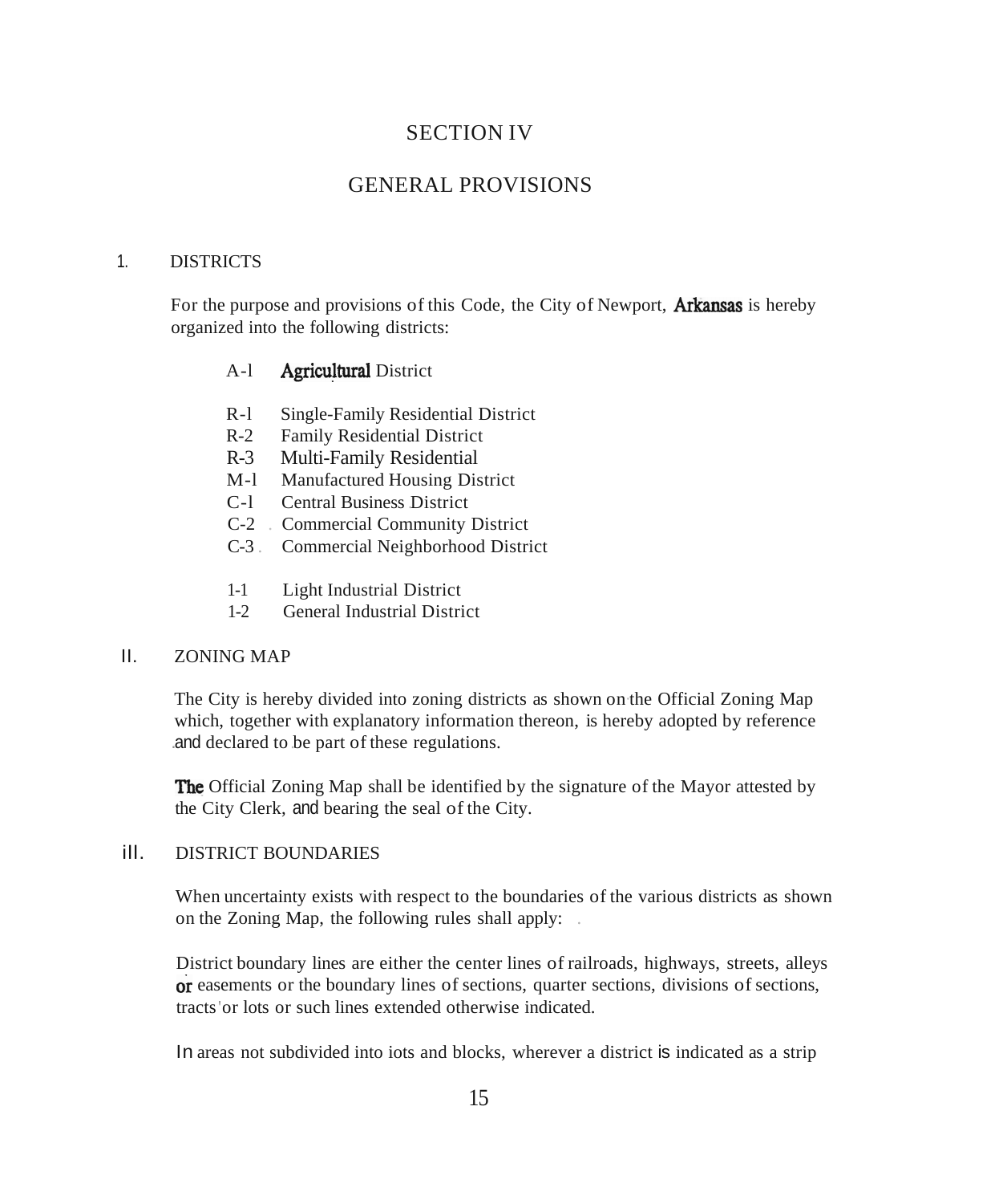# SECTION IV

## GENERAL PROVISIONS

1. DISTRICTS

For the purpose and provisions of this Code, the City of Newport, Arkansas is hereby organized into the following districts:

- A-l Agricultural District

- R-l Single-Family Residential District
- R-2 Family Residential District
- R-3 Multi-Family Residential
- M-l Manufactured Housing District
- C-l Central Business District
- C-2 Commercial Community District
- C-3 Commercial Neighborhood District

- 1-1 Light Industrial District
- 1-2 General Industrial District

II. ZONING MAP

The City is hereby divided into zoning districts as shown on the Official Zoning Map which, together with explanatory information thereon, is hereby adopted by reference and declared to be part of these regulations.

The Official Zoning Map shall be identified by the signature of the Mayor attested by the City Clerk, and bearing the seal of the City.

ill. DISTRICT BOUNDARIES

When uncertainty exists with respect to the boundaries of the various districts as shown on the Zoning Map, the following rules shall apply:

District boundary lines are either the center lines of railroads, highways, streets, alleys or easements or the boundary lines of sections, quarter sections, divisions of sections, tracts or lots or such lines extended otherwise indicated.

In areas not subdivided into iots and blocks, wherever a district is indicated as a strip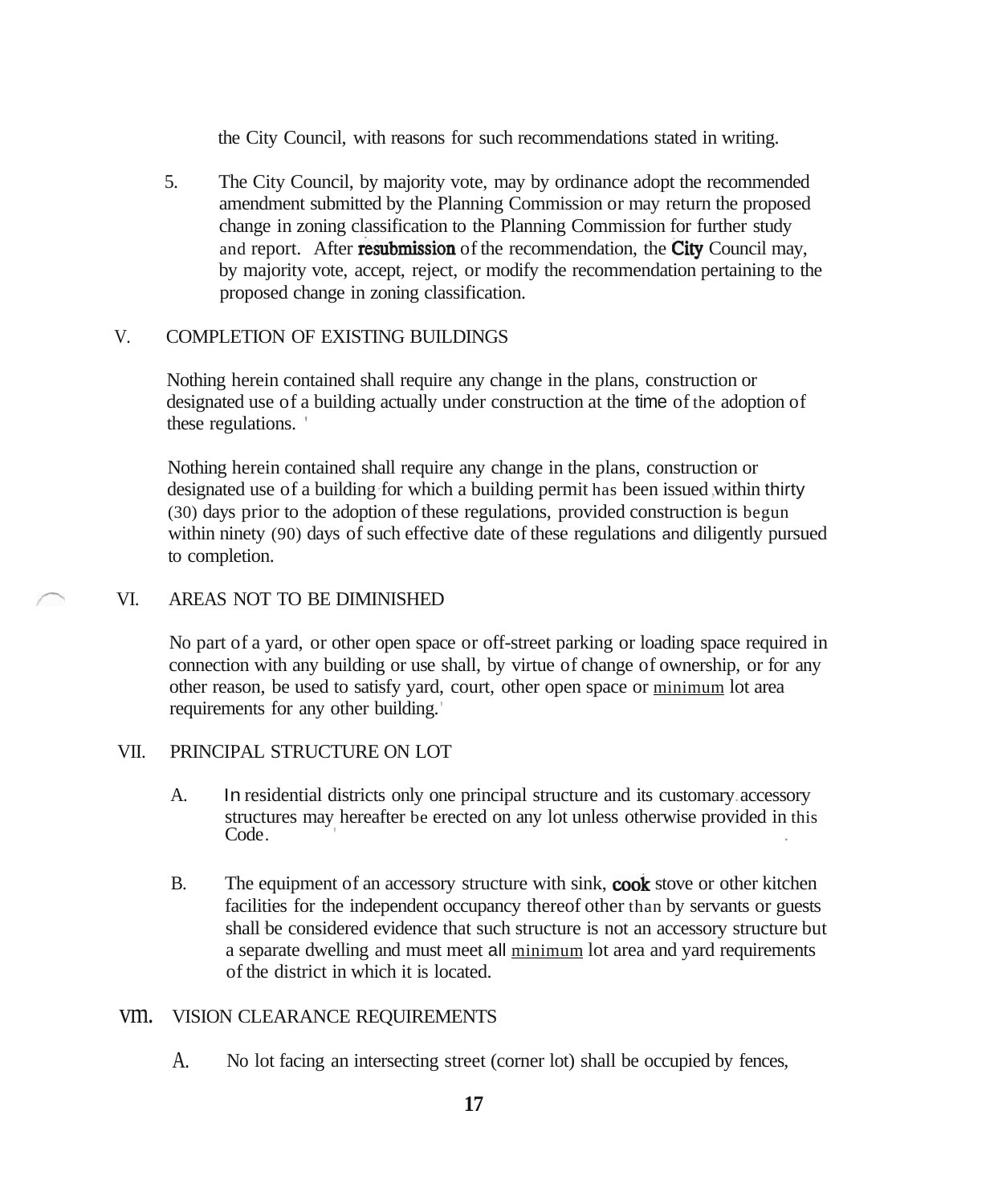the City Council, with reasons for such recommendations stated in writing.

5. The City Council, by majority vote, may by ordinance adopt the recommended amendment submitted by the Planning Commission or may return the proposed change in zoning classification to the Planning Commission for further study and report. After resubmission of the recommendation, the City Council may, by majority vote, accept, reject, or modify the recommendation pertaining to the proposed change in zoning classification.

## V. COMPLETION OF EXISTING BUILDINGS

Nothing herein contained shall require any change in the plans, construction or designated use of a building actually under construction at the time of the adoption of these regulations.

Nothing herein contained shall require any change in the plans, construction or designated use of a building for which a building permit has been issued within thirty (30) days prior to the adoption of these regulations, provided construction is begun within ninety (90) days of such effective date of these regulations and diligently pursued to completion.

## VI. AREAS NOT TO BE DIMINISHED

No part of a yard, or other open space or off-street parking or loading space required in connection with any building or use shall, by virtue of change of ownership, or for any other reason, be used to satisfy yard, court, other open space or minimum lot area requirements for any other building.

## VII. PRINCIPAL STRUCTURE ON LOT

A. In residential districts only one principal structure and its customary accessory structures may hereafter be erected on any lot unless otherwise provided in this Code.

B. The equipment of an accessory structure with sink, cook stove or other kitchen facilities for the independent occupancy thereof other than by servants or guests shall be considered evidence that such structure is not an accessory structure but a separate dwelling and must meet all minimum lot area and yard requirements of the district in which it is located.

## VIII. VISION CLEARANCE REQUIREMENTS

A. No lot facing an intersecting street (corner lot) shall be occupied by fences,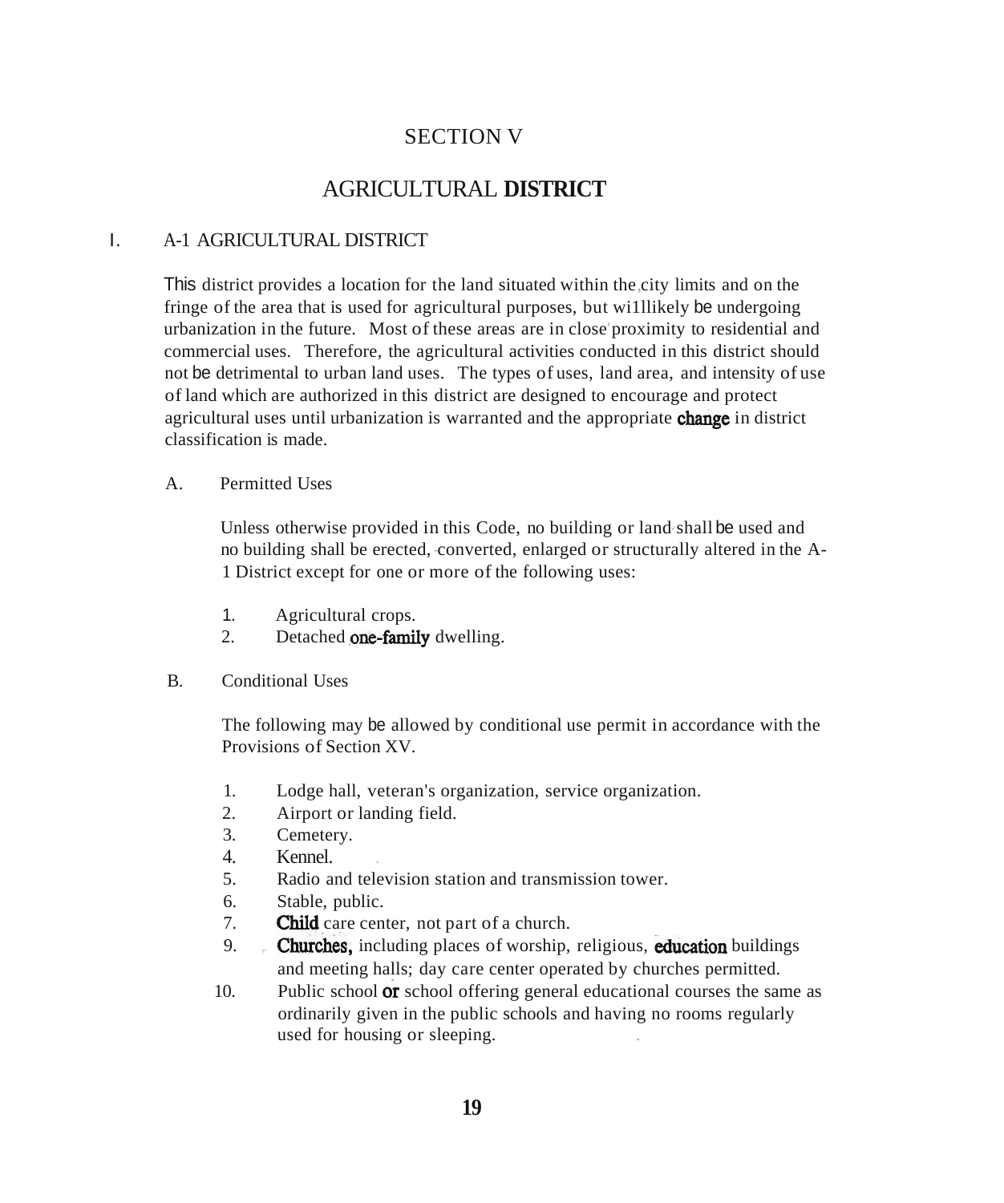# SECTION V

## AGRICULTURAL DISTRICT

### I. A-1 AGRICULTURAL DISTRICT

This district provides a location for the land situated within the city limits and on the fringe of the area that is used for agricultural purposes, but will likely be undergoing urbanization in the future. Most of these areas are in close proximity to residential and commercial uses. Therefore, the agricultural activities conducted in this district should not be detrimental to urban land uses. The types of uses, land area, and intensity of use of land which are authorized in this district are designed to encourage and protect agricultural uses until urbanization is warranted and the appropriate change in district classification is made.

A. Permitted Uses

Unless otherwise provided in this Code, no building or land shall be used and no building shall be erected, converted, enlarged or structurally altered in the A-1 District except for one or more of the following uses:

1. Agricultural crops.
2. Detached one-family dwelling.

B. Conditional Uses

The following may be allowed by conditional use permit in accordance with the Provisions of Section XV.

1. Lodge hall, veteran's organization, service organization.
2. Airport or landing field.
3. Cemetery.
4. Kennel.
5. Radio and television station and transmission tower.
6. Stable, public.
7. Child care center, not part of a church.
9. Churches, including places of worship, religious, education buildings and meeting halls; day care center operated by churches permitted.
10. Public school or school offering general educational courses the same as ordinarily given in the public schools and having no rooms regularly used for housing or sleeping.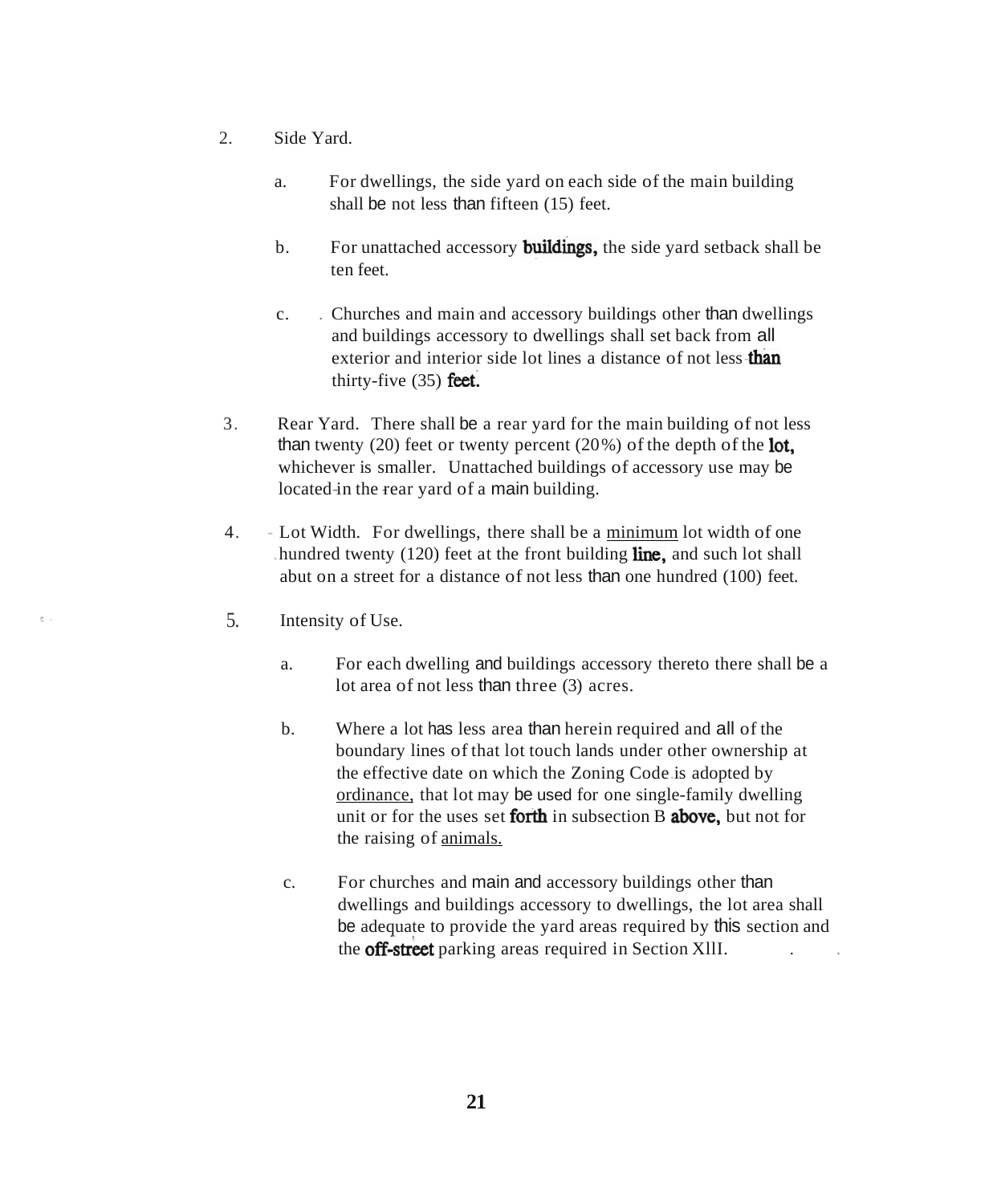2. Side Yard.

   a. For dwellings, the side yard on each side of the main building shall be not less than fifteen (15) feet.

   b. For unattached accessory **buildings,** the side yard setback shall be ten feet.

   c. Churches and main and accessory buildings other than dwellings and buildings accessory to dwellings shall set back from all exterior and interior side lot lines a distance of not less **than** thirty-five (35) **feet.**

3. Rear Yard. There shall be a rear yard for the main building of not less than twenty (20) feet or twenty percent (20%) of the depth of the **lot,** whichever is smaller. Unattached buildings of accessory use may be located in the rear yard of a main building.

4. Lot Width. For dwellings, there shall be a <u>minimum</u> lot width of one hundred twenty (120) feet at the front building **line,** and such lot shall abut on a street for a distance of not less than one hundred (100) feet.

5. Intensity of Use.

   a. For each dwelling and buildings accessory thereto there shall be a lot area of not less than three (3) acres.

   b. Where a lot has less area than herein required and all of the boundary lines of that lot touch lands under other ownership at the effective date on which the Zoning Code is adopted by <u>ordinance,</u> that lot may be used for one single-family dwelling unit or for the uses set **forth** in subsection B **above,** but not for the raising of <u>animals.</u>

   c. For churches and main and accessory buildings other than dwellings and buildings accessory to dwellings, the lot area shall be adequate to provide the yard areas required by this section and the **off-street** parking areas required in Section XlII.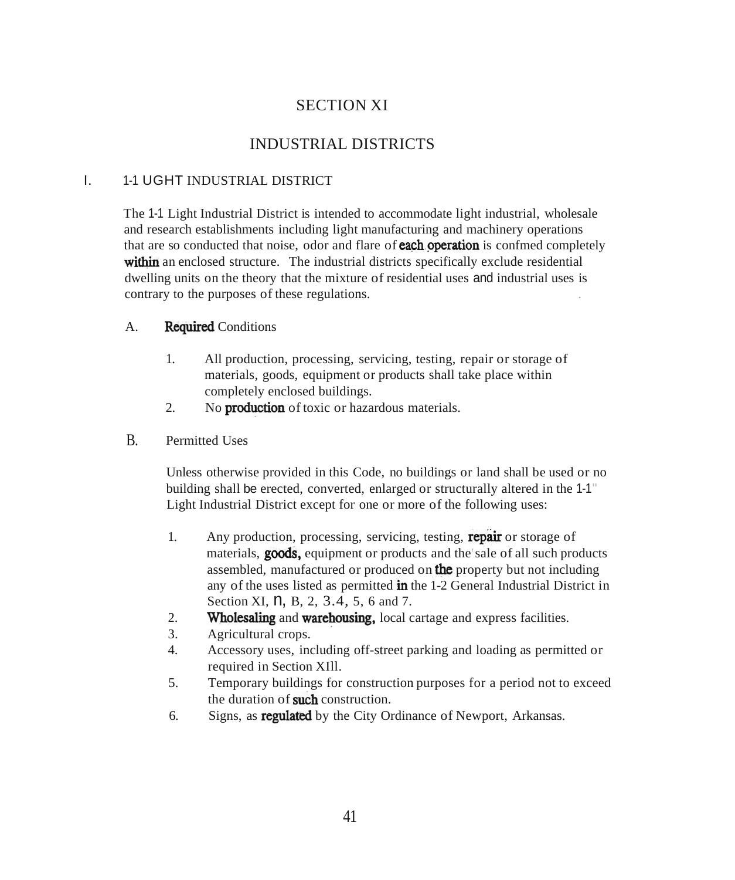# SECTION XI

# INDUSTRIAL DISTRICTS

## I. 1-1 UGHT INDUSTRIAL DISTRICT

The 1-1 Light Industrial District is intended to accommodate light industrial, wholesale and research establishments including light manufacturing and machinery operations that are so conducted that noise, odor and flare of each operation is confmed completely within an enclosed structure. The industrial districts specifically exclude residential dwelling units on the theory that the mixture of residential uses and industrial uses is contrary to the purposes of these regulations.

### A. Required Conditions

1. All production, processing, servicing, testing, repair or storage of materials, goods, equipment or products shall take place within completely enclosed buildings.
2. No production of toxic or hazardous materials.

### B. Permitted Uses

Unless otherwise provided in this Code, no buildings or land shall be used or no building shall be erected, converted, enlarged or structurally altered in the 1-1 Light Industrial District except for one or more of the following uses:

1. Any production, processing, servicing, testing, repair or storage of materials, goods, equipment or products and the sale of all such products assembled, manufactured or produced on the property but not including any of the uses listed as permitted in the 1-2 General Industrial District in Section XI, n, B, 2, 3.4, 5, 6 and 7.
2. Wholesaling and warehousing, local cartage and express facilities.
3. Agricultural crops.
4. Accessory uses, including off-street parking and loading as permitted or required in Section XIll.
5. Temporary buildings for construction purposes for a period not to exceed the duration of such construction.
6. Signs, as regulated by the City Ordinance of Newport, Arkansas.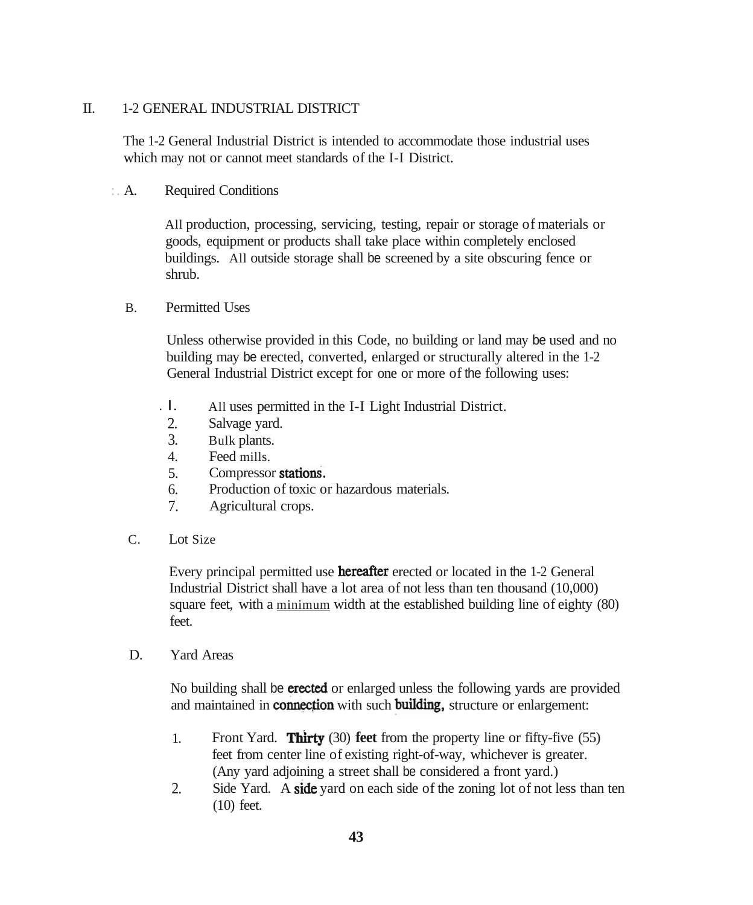## II. 1-2 GENERAL INDUSTRIAL DISTRICT

The 1-2 General Industrial District is intended to accommodate those industrial uses which may not or cannot meet standards of the I-I District.

### A. Required Conditions

All production, processing, servicing, testing, repair or storage of materials or goods, equipment or products shall take place within completely enclosed buildings. All outside storage shall be screened by a site obscuring fence or shrub.

### B. Permitted Uses

Unless otherwise provided in this Code, no building or land may be used and no building may be erected, converted, enlarged or structurally altered in the 1-2 General Industrial District except for one or more of the following uses:

1. All uses permitted in the I-I Light Industrial District.
2. Salvage yard.
3. Bulk plants.
4. Feed mills.
5. Compressor stations.
6. Production of toxic or hazardous materials.
7. Agricultural crops.

### C. Lot Size

Every principal permitted use hereafter erected or located in the 1-2 General Industrial District shall have a lot area of not less than ten thousand (10,000) square feet, with a minimum width at the established building line of eighty (80) feet.

### D. Yard Areas

No building shall be erected or enlarged unless the following yards are provided and maintained in connection with such building, structure or enlargement:

1. Front Yard. Thirty (30) feet from the property line or fifty-five (55) feet from center line of existing right-of-way, whichever is greater. (Any yard adjoining a street shall be considered a front yard.)
2. Side Yard. A side yard on each side of the zoning lot of not less than ten (10) feet.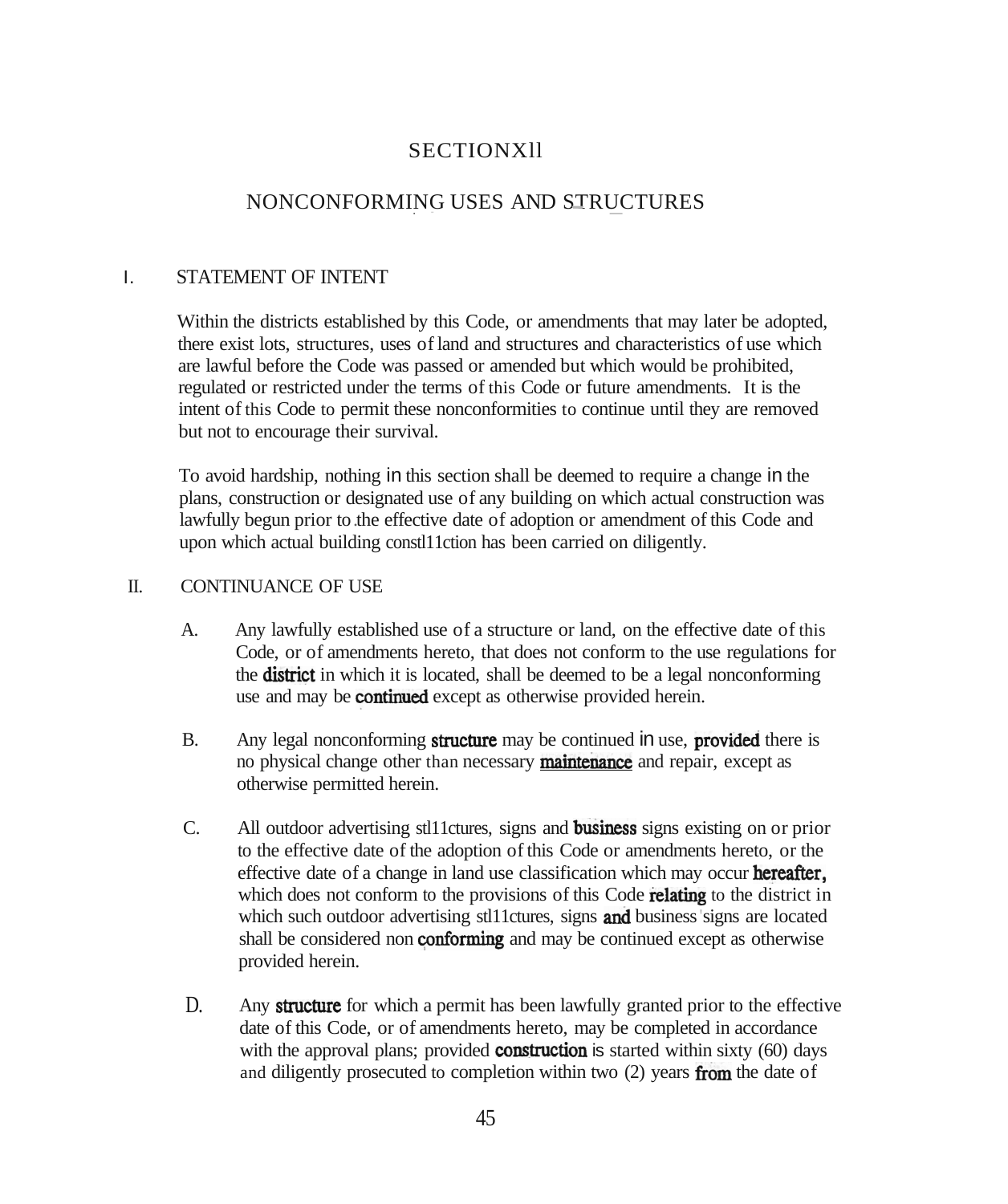# SECTION XII

## NONCONFORMING USES AND STRUCTURES

### I. STATEMENT OF INTENT

Within the districts established by this Code, or amendments that may later be adopted, there exist lots, structures, uses of land and structures and characteristics of use which are lawful before the Code was passed or amended but which would be prohibited, regulated or restricted under the terms of this Code or future amendments. It is the intent of this Code to permit these nonconformities to continue until they are removed but not to encourage their survival.

To avoid hardship, nothing in this section shall be deemed to require a change in the plans, construction or designated use of any building on which actual construction was lawfully begun prior to the effective date of adoption or amendment of this Code and upon which actual building construction has been carried on diligently.

### II. CONTINUANCE OF USE

A. Any lawfully established use of a structure or land, on the effective date of this Code, or of amendments hereto, that does not conform to the use regulations for the district in which it is located, shall be deemed to be a legal nonconforming use and may be continued except as otherwise provided herein.

B. Any legal nonconforming structure may be continued in use, provided there is no physical change other than necessary maintenance and repair, except as otherwise permitted herein.

C. All outdoor advertising structures, signs and business signs existing on or prior to the effective date of the adoption of this Code or amendments hereto, or the effective date of a change in land use classification which may occur hereafter, which does not conform to the provisions of this Code relating to the district in which such outdoor advertising structures, signs and business signs are located shall be considered non conforming and may be continued except as otherwise provided herein.

D. Any structure for which a permit has been lawfully granted prior to the effective date of this Code, or of amendments hereto, may be completed in accordance with the approval plans; provided construction is started within sixty (60) days and diligently prosecuted to completion within two (2) years from the date of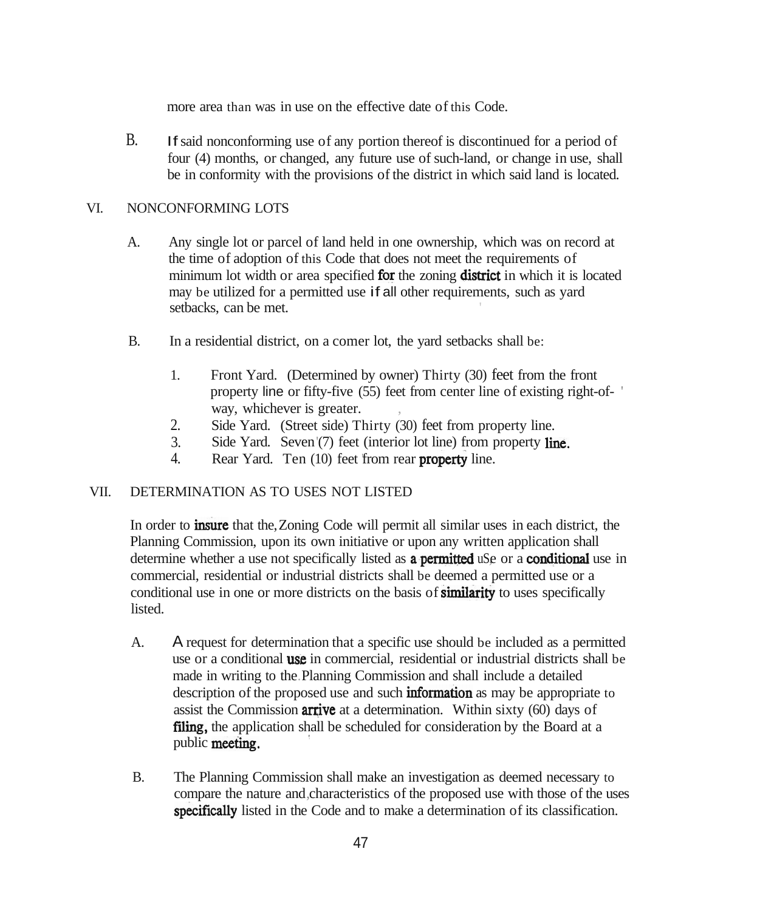more area than was in use on the effective date of this Code.

B. If said nonconforming use of any portion thereof is discontinued for a period of four (4) months, or changed, any future use of such-land, or change in use, shall be in conformity with the provisions of the district in which said land is located.

## VI. NONCONFORMING LOTS

A. Any single lot or parcel of land held in one ownership, which was on record at the time of adoption of this Code that does not meet the requirements of minimum lot width or area specified for the zoning district in which it is located may be utilized for a permitted use if all other requirements, such as yard setbacks, can be met.

B. In a residential district, on a comer lot, the yard setbacks shall be:

1. Front Yard. (Determined by owner) Thirty (30) feet from the front property line or fifty-five (55) feet from center line of existing right-of-way, whichever is greater.
2. Side Yard. (Street side) Thirty (30) feet from property line.
3. Side Yard. Seven (7) feet (interior lot line) from property line.
4. Rear Yard. Ten (10) feet from rear property line.

## VII. DETERMINATION AS TO USES NOT LISTED

In order to insure that the, Zoning Code will permit all similar uses in each district, the Planning Commission, upon its own initiative or upon any written application shall determine whether a use not specifically listed as a permitted use or a conditional use in commercial, residential or industrial districts shall be deemed a permitted use or a conditional use in one or more districts on the basis of similarity to uses specifically listed.

A. A request for determination that a specific use should be included as a permitted use or a conditional use in commercial, residential or industrial districts shall be made in writing to the Planning Commission and shall include a detailed description of the proposed use and such information as may be appropriate to assist the Commission arrive at a determination. Within sixty (60) days of filing, the application shall be scheduled for consideration by the Board at a public meeting.

B. The Planning Commission shall make an investigation as deemed necessary to compare the nature and characteristics of the proposed use with those of the uses specifically listed in the Code and to make a determination of its classification.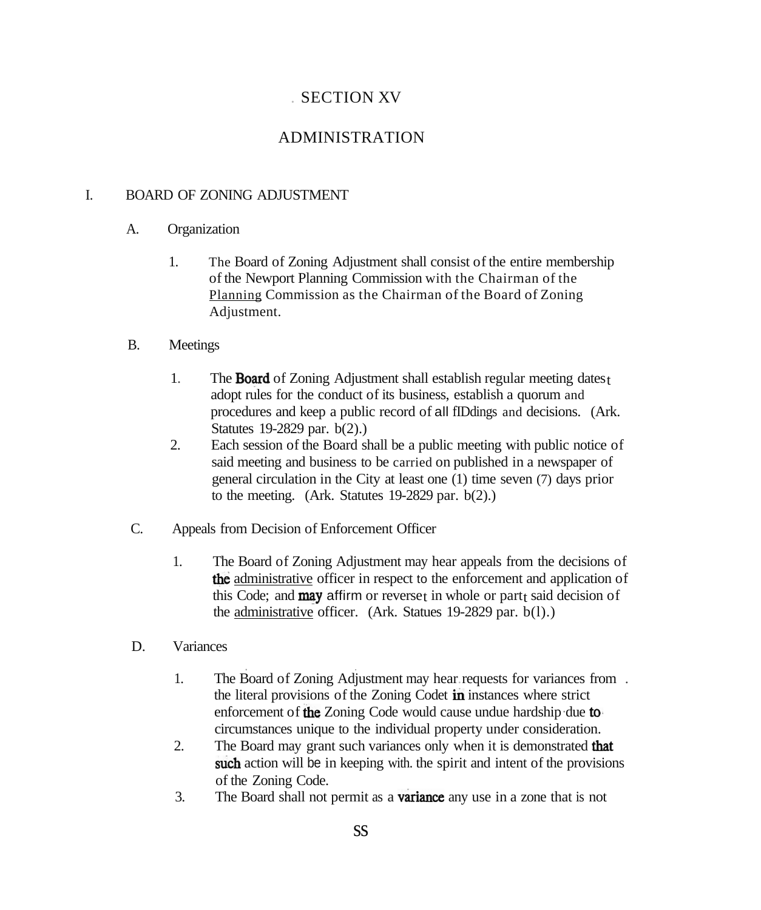# SECTION XV

# ADMINISTRATION

## I. BOARD OF ZONING ADJUSTMENT

### A. Organization

1. The Board of Zoning Adjustment shall consist of the entire membership of the Newport Planning Commission with the Chairman of the Planning Commission as the Chairman of the Board of Zoning Adjustment.

### B. Meetings

1. The Board of Zoning Adjustment shall establish regular meeting dates, adopt rules for the conduct of its business, establish a quorum and procedures and keep a public record of all findings and decisions. (Ark. Statutes 19-2829 par. b(2).)
2. Each session of the Board shall be a public meeting with public notice of said meeting and business to be carried on published in a newspaper of general circulation in the City at least one (1) time seven (7) days prior to the meeting. (Ark. Statutes 19-2829 par. b(2).)

### C. Appeals from Decision of Enforcement Officer

1. The Board of Zoning Adjustment may hear appeals from the decisions of the administrative officer in respect to the enforcement and application of this Code; and may affirm or reverse, in whole or part, said decision of the administrative officer. (Ark. Statues 19-2829 par. b(l).)

### D. Variances

1. The Board of Zoning Adjustment may hear requests for variances from the literal provisions of the Zoning Code, in instances where strict enforcement of the Zoning Code would cause undue hardship due to circumstances unique to the individual property under consideration.
2. The Board may grant such variances only when it is demonstrated that such action will be in keeping with the spirit and intent of the provisions of the Zoning Code.
3. The Board shall not permit as a variance any use in a zone that is not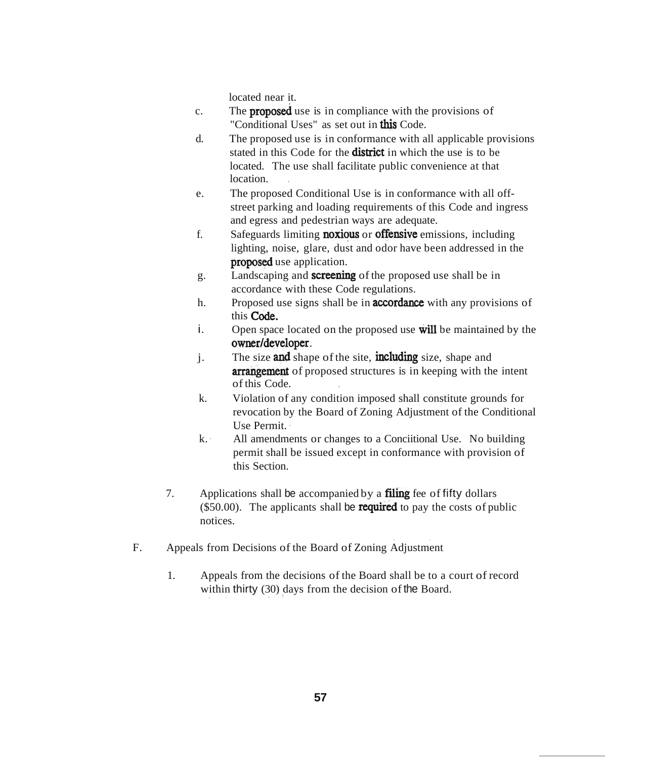located near it.

c. The proposed use is in compliance with the provisions of "Conditional Uses" as set out in this Code.

d. The proposed use is in conformance with all applicable provisions stated in this Code for the district in which the use is to be located. The use shall facilitate public convenience at that location.

e. The proposed Conditional Use is in conformance with all off-street parking and loading requirements of this Code and ingress and egress and pedestrian ways are adequate.

f. Safeguards limiting noxious or offensive emissions, including lighting, noise, glare, dust and odor have been addressed in the proposed use application.

g. Landscaping and screening of the proposed use shall be in accordance with these Code regulations.

h. Proposed use signs shall be in accordance with any provisions of this Code.

i. Open space located on the proposed use will be maintained by the owner/developer.

j. The size and shape of the site, including size, shape and arrangement of proposed structures is in keeping with the intent of this Code.

k. Violation of any condition imposed shall constitute grounds for revocation by the Board of Zoning Adjustment of the Conditional Use Permit.

k. All amendments or changes to a Conciitional Use. No building permit shall be issued except in conformance with provision of this Section.

7. Applications shall be accompanied by a filing fee of fifty dollars ($50.00). The applicants shall be required to pay the costs of public notices.

F. Appeals from Decisions of the Board of Zoning Adjustment

1. Appeals from the decisions of the Board shall be to a court of record within thirty (30) days from the decision of the Board.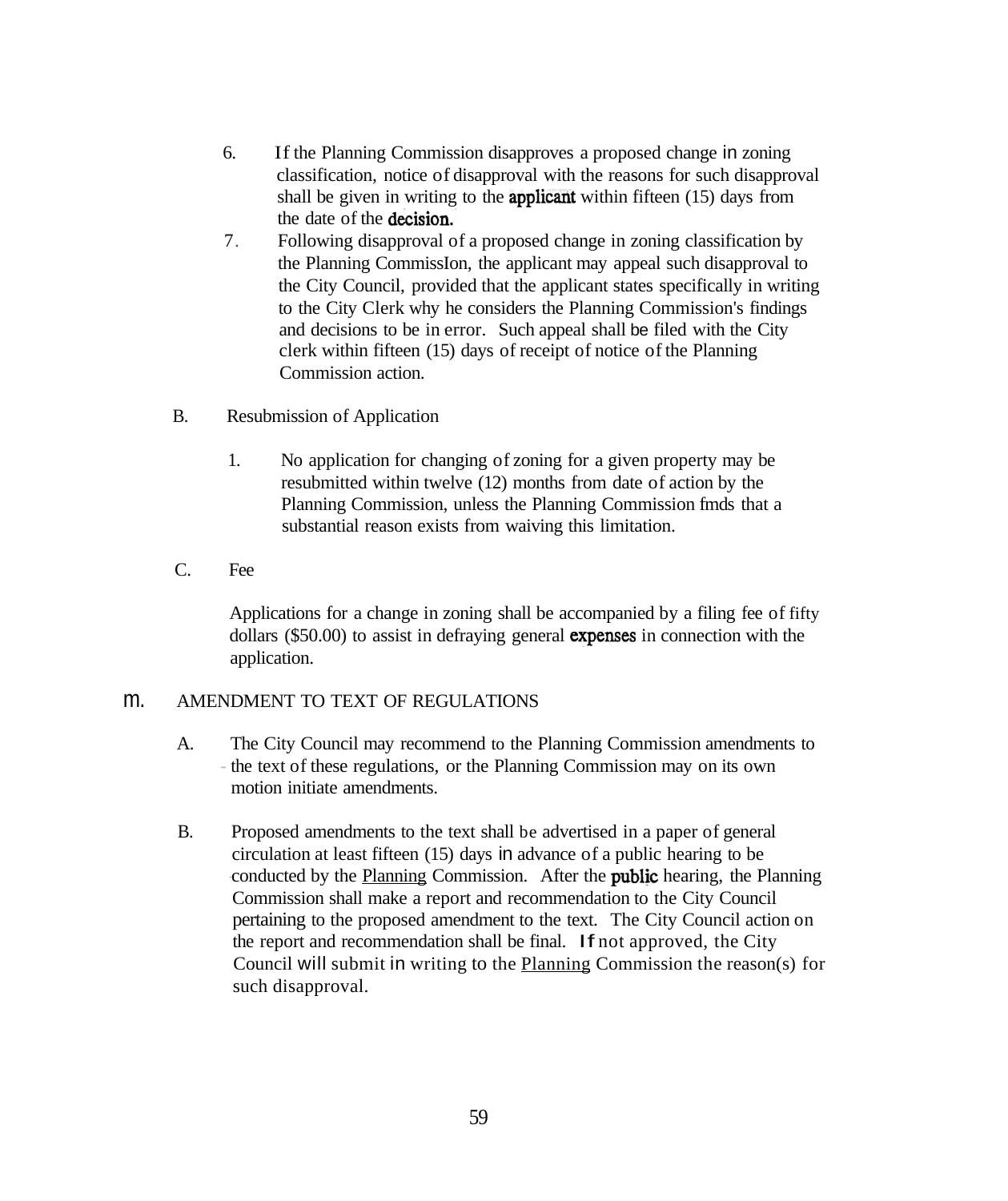6. If the Planning Commission disapproves a proposed change in zoning classification, notice of disapproval with the reasons for such disapproval shall be given in writing to the applicant within fifteen (15) days from the date of the decision.

7. Following disapproval of a proposed change in zoning classification by the Planning CommissIon, the applicant may appeal such disapproval to the City Council, provided that the applicant states specifically in writing to the City Clerk why he considers the Planning Commission's findings and decisions to be in error. Such appeal shall be filed with the City clerk within fifteen (15) days of receipt of notice of the Planning Commission action.

B. Resubmission of Application

1. No application for changing of zoning for a given property may be resubmitted within twelve (12) months from date of action by the Planning Commission, unless the Planning Commission fmds that a substantial reason exists from waiving this limitation.

C. Fee

Applications for a change in zoning shall be accompanied by a filing fee of fifty dollars ($50.00) to assist in defraying general expenses in connection with the application.

## m. AMENDMENT TO TEXT OF REGULATIONS

A. The City Council may recommend to the Planning Commission amendments to the text of these regulations, or the Planning Commission may on its own motion initiate amendments.

B. Proposed amendments to the text shall be advertised in a paper of general circulation at least fifteen (15) days in advance of a public hearing to be conducted by the Planning Commission. After the public hearing, the Planning Commission shall make a report and recommendation to the City Council pertaining to the proposed amendment to the text. The City Council action on the report and recommendation shall be final. If not approved, the City Council will submit in writing to the Planning Commission the reason(s) for such disapproval.